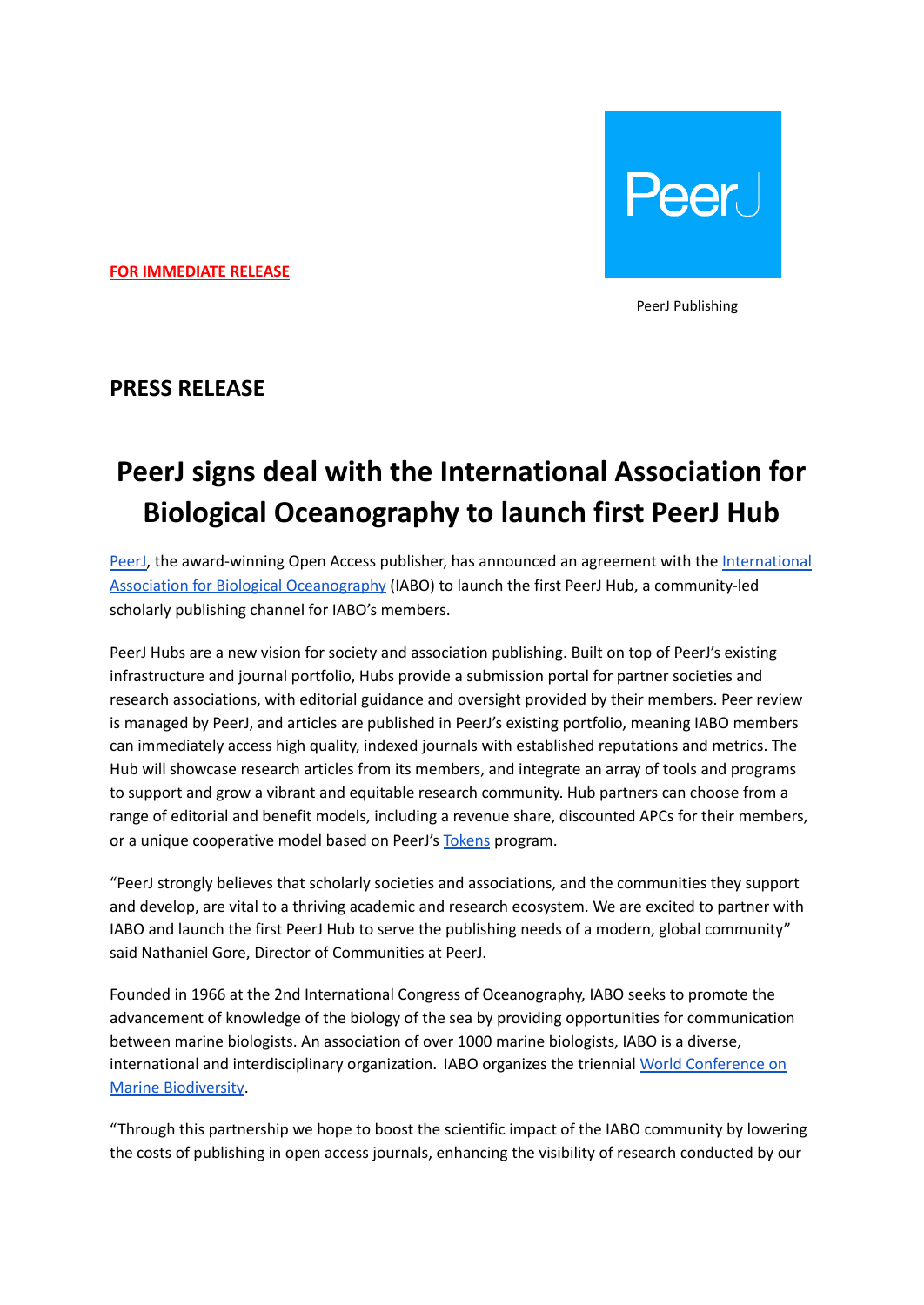**FOR IMMEDIATE RELEASE**

PeerJ Publishing

## PRESS RELEASE

# PeerJ signs deal with the International Association for Biological Oceanography to launch first PeerJ Hub

PeerJ, the award-winning Open Access publisher, has announced an agreement with the International Association for Biological Oceanography (IABO) to launch the first PeerJ Hub, a community-led scholarly publishing channel for IABO's members.

PeerJ Hubs are a new vision for society and association publishing. Built on top of PeerJ's existing infrastructure and journal portfolio, Hubs provide a submission portal for partner societies and research associations, with editorial guidance and oversight provided by their members. Peer review is managed by PeerJ, and articles are published in PeerJ's existing portfolio, meaning IABO members can immediately access high quality, indexed journals with established reputations and metrics. The Hub will showcase research articles from its members, and integrate an array of tools and programs to support and grow a vibrant and equitable research community. Hub partners can choose from a range of editorial and benefit models, including a revenue share, discounted APCs for their members, or a unique cooperative model based on PeerJ's Tokens program.

"PeerJ strongly believes that scholarly societies and associations, and the communities they support and develop, are vital to a thriving academic and research ecosystem. We are excited to partner with IABO and launch the first PeerJ Hub to serve the publishing needs of a modern, global community" said Nathaniel Gore, Director of Communities at PeerJ.

Founded in 1966 at the 2nd International Congress of Oceanography, IABO seeks to promote the advancement of knowledge of the biology of the sea by providing opportunities for communication between marine biologists. An association of over 1000 marine biologists, IABO is a diverse, international and interdisciplinary organization. IABO organizes the triennial World Conference on Marine Biodiversity.

"Through this partnership we hope to boost the scientific impact of the IABO community by lowering the costs of publishing in open access journals, enhancing the visibility of research conducted by our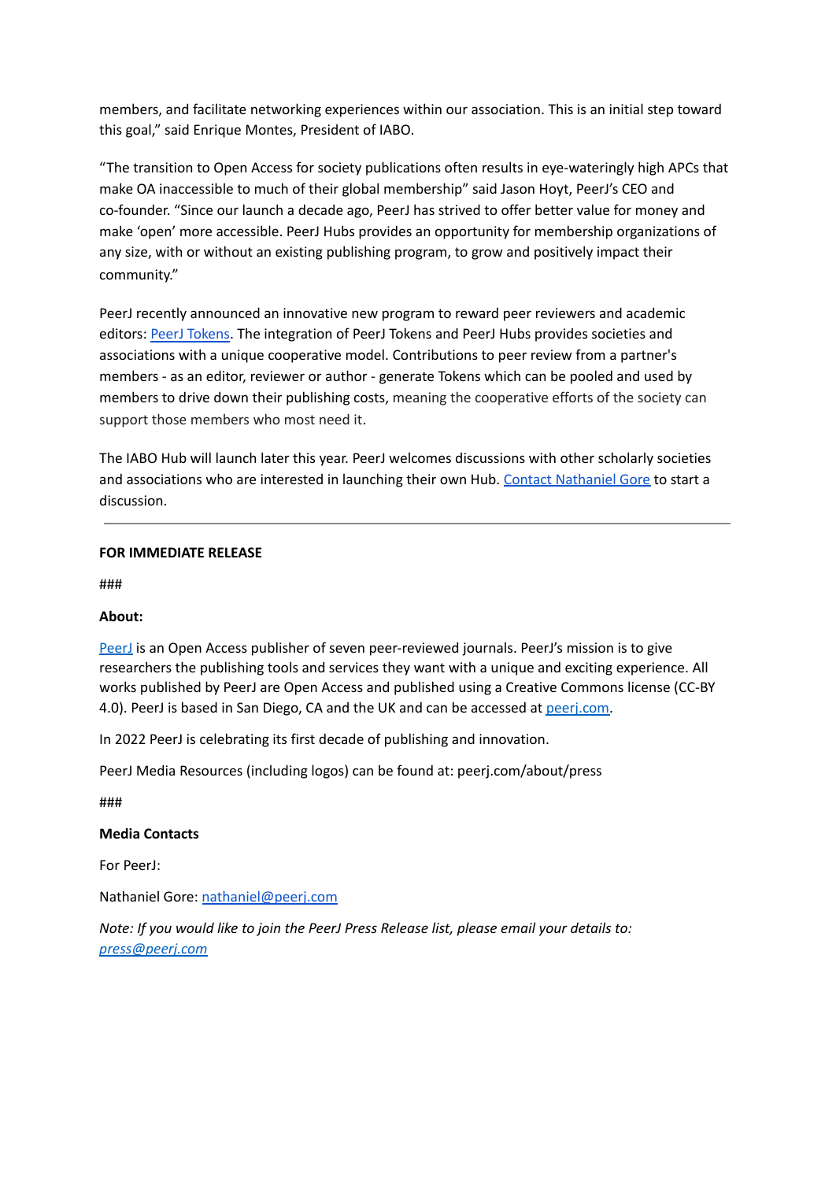members, and facilitate networking experiences within our association. This is an initial step toward this goal," said Enrique Montes, President of IABO.

"The transition to Open Access for society publications often results in eye-wateringly high APCs that make OA inaccessible to much of their global membership" said Jason Hoyt, PeerJ's CEO and co-founder. "Since our launch a decade ago, PeerJ has strived to offer better value for money and make 'open' more accessible. PeerJ Hubs provides an opportunity for membership organizations of any size, with or without an existing publishing program, to grow and positively impact their community."

PeerJ recently announced an innovative new program to reward peer reviewers and academic editors: PeerJ Tokens. The integration of PeerJ Tokens and PeerJ Hubs provides societies and associations with a unique cooperative model. Contributions to peer review from a partner's members - as an editor, reviewer or author - generate Tokens which can be pooled and used by members to drive down their publishing costs, meaning the cooperative efforts of the society can support those members who most need it.

The IABO Hub will launch later this year. PeerJ welcomes discussions with other scholarly societies and associations who are interested in launching their own Hub. Contact Nathaniel Gore to start a discussion.

---

**FOR IMMEDIATE RELEASE**

###

**About:**

PeerJ is an Open Access publisher of seven peer-reviewed journals. PeerJ's mission is to give researchers the publishing tools and services they want with a unique and exciting experience. All works published by PeerJ are Open Access and published using a Creative Commons license (CC-BY 4.0). PeerJ is based in San Diego, CA and the UK and can be accessed at peerj.com.

In 2022 PeerJ is celebrating its first decade of publishing and innovation.

PeerJ Media Resources (including logos) can be found at: peerj.com/about/press

###

**Media Contacts**

For PeerJ:

Nathaniel Gore: nathaniel@peerj.com

*Note: If you would like to join the PeerJ Press Release list, please email your details to: press@peerj.com*